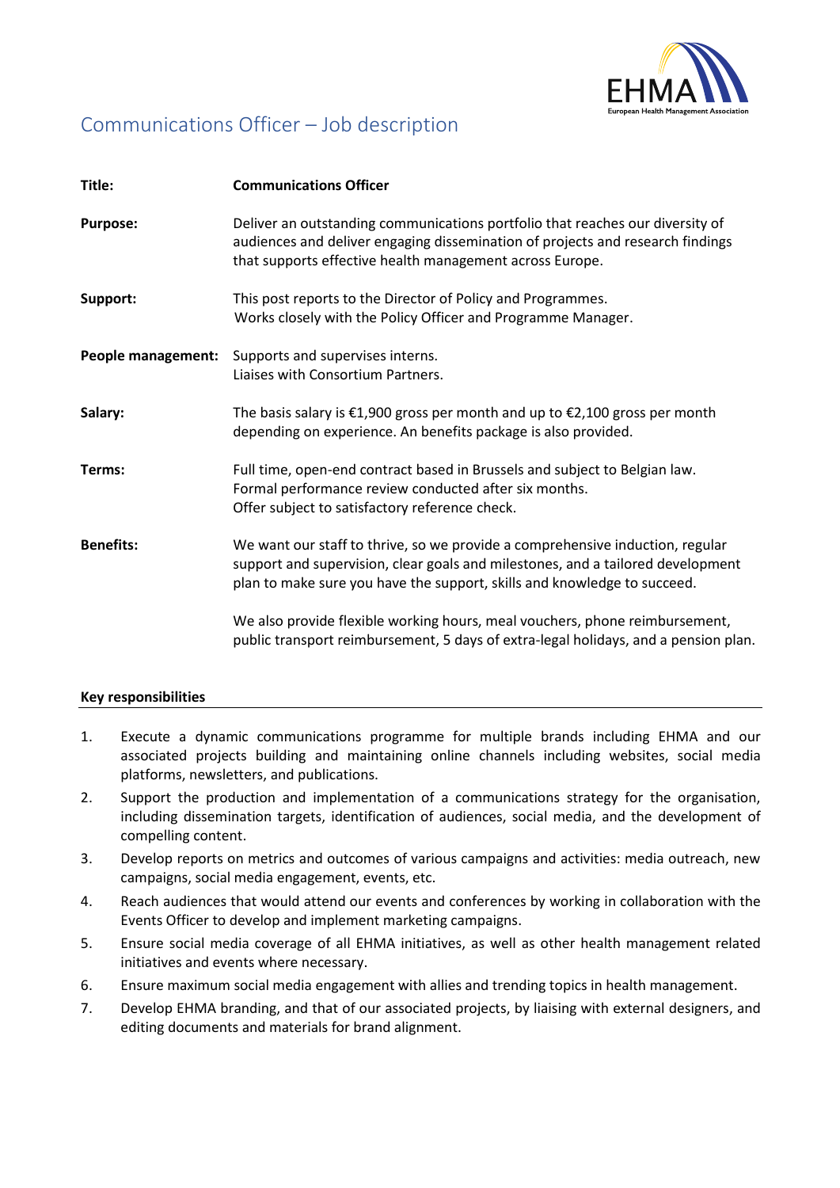# Communications Officer – Job description

| | |
|---|---|
| **Title:** | **Communications Officer** |
| **Purpose:** | Deliver an outstanding communications portfolio that reaches our diversity of audiences and deliver engaging dissemination of projects and research findings that supports effective health management across Europe. |
| **Support:** | This post reports to the Director of Policy and Programmes. Works closely with the Policy Officer and Programme Manager. |
| **People management:** | Supports and supervises interns. Liaises with Consortium Partners. |
| **Salary:** | The basis salary is €1,900 gross per month and up to €2,100 gross per month depending on experience. An benefits package is also provided. |
| **Terms:** | Full time, open-end contract based in Brussels and subject to Belgian law. Formal performance review conducted after six months. Offer subject to satisfactory reference check. |
| **Benefits:** | We want our staff to thrive, so we provide a comprehensive induction, regular support and supervision, clear goals and milestones, and a tailored development plan to make sure you have the support, skills and knowledge to succeed. We also provide flexible working hours, meal vouchers, phone reimbursement, public transport reimbursement, 5 days of extra-legal holidays, and a pension plan. |

## Key responsibilities

1. Execute a dynamic communications programme for multiple brands including EHMA and our associated projects building and maintaining online channels including websites, social media platforms, newsletters, and publications.
2. Support the production and implementation of a communications strategy for the organisation, including dissemination targets, identification of audiences, social media, and the development of compelling content.
3. Develop reports on metrics and outcomes of various campaigns and activities: media outreach, new campaigns, social media engagement, events, etc.
4. Reach audiences that would attend our events and conferences by working in collaboration with the Events Officer to develop and implement marketing campaigns.
5. Ensure social media coverage of all EHMA initiatives, as well as other health management related initiatives and events where necessary.
6. Ensure maximum social media engagement with allies and trending topics in health management.
7. Develop EHMA branding, and that of our associated projects, by liaising with external designers, and editing documents and materials for brand alignment.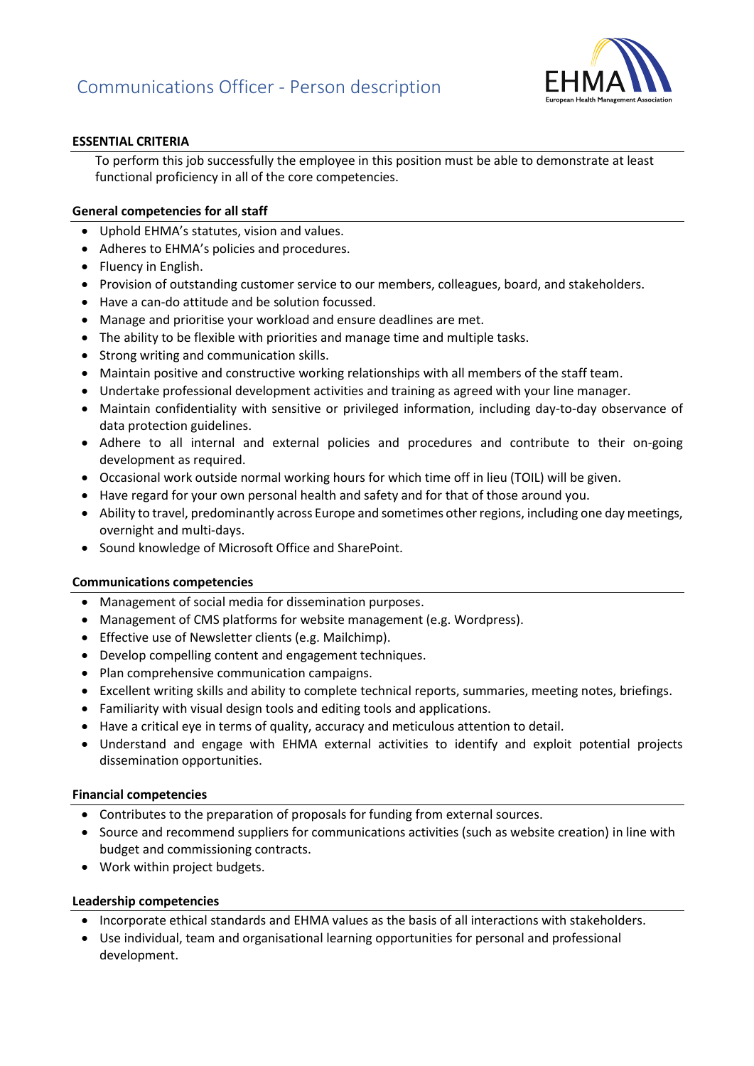# Communications Officer - Person description

## ESSENTIAL CRITERIA

To perform this job successfully the employee in this position must be able to demonstrate at least functional proficiency in all of the core competencies.

### General competencies for all staff

- Uphold EHMA's statutes, vision and values.
- Adheres to EHMA's policies and procedures.
- Fluency in English.
- Provision of outstanding customer service to our members, colleagues, board, and stakeholders.
- Have a can-do attitude and be solution focussed.
- Manage and prioritise your workload and ensure deadlines are met.
- The ability to be flexible with priorities and manage time and multiple tasks.
- Strong writing and communication skills.
- Maintain positive and constructive working relationships with all members of the staff team.
- Undertake professional development activities and training as agreed with your line manager.
- Maintain confidentiality with sensitive or privileged information, including day-to-day observance of data protection guidelines.
- Adhere to all internal and external policies and procedures and contribute to their on-going development as required.
- Occasional work outside normal working hours for which time off in lieu (TOIL) will be given.
- Have regard for your own personal health and safety and for that of those around you.
- Ability to travel, predominantly across Europe and sometimes other regions, including one day meetings, overnight and multi-days.
- Sound knowledge of Microsoft Office and SharePoint.

### Communications competencies

- Management of social media for dissemination purposes.
- Management of CMS platforms for website management (e.g. Wordpress).
- Effective use of Newsletter clients (e.g. Mailchimp).
- Develop compelling content and engagement techniques.
- Plan comprehensive communication campaigns.
- Excellent writing skills and ability to complete technical reports, summaries, meeting notes, briefings.
- Familiarity with visual design tools and editing tools and applications.
- Have a critical eye in terms of quality, accuracy and meticulous attention to detail.
- Understand and engage with EHMA external activities to identify and exploit potential projects dissemination opportunities.

### Financial competencies

- Contributes to the preparation of proposals for funding from external sources.
- Source and recommend suppliers for communications activities (such as website creation) in line with budget and commissioning contracts.
- Work within project budgets.

### Leadership competencies

- Incorporate ethical standards and EHMA values as the basis of all interactions with stakeholders.
- Use individual, team and organisational learning opportunities for personal and professional development.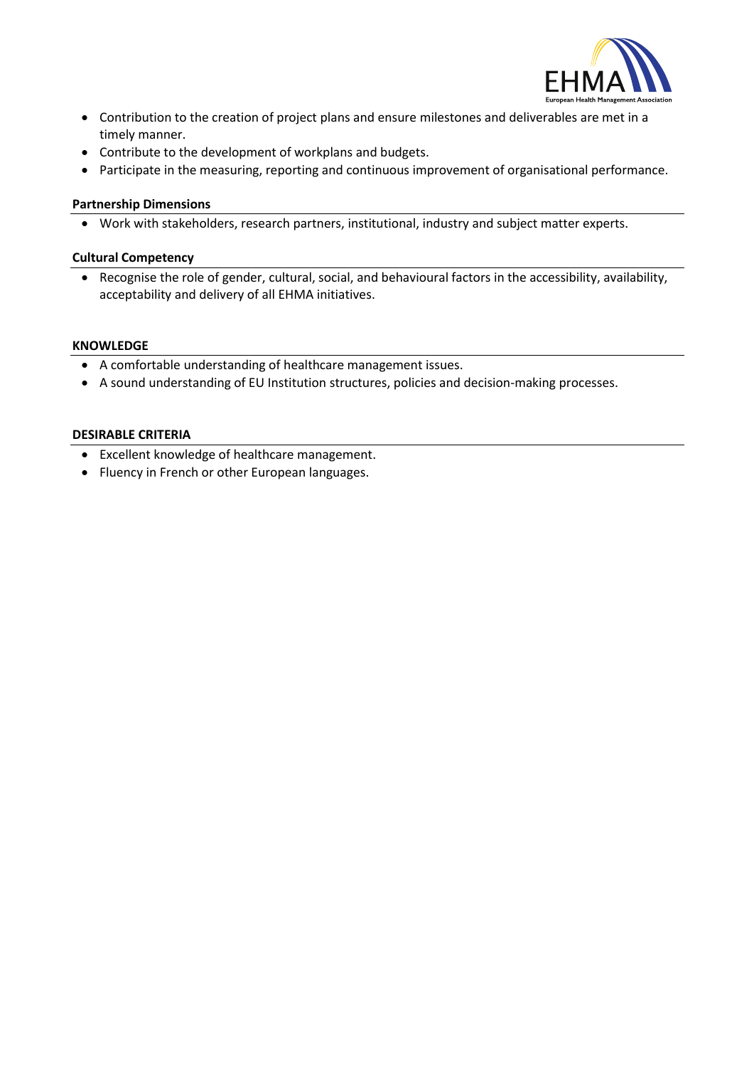- Contribution to the creation of project plans and ensure milestones and deliverables are met in a timely manner.
- Contribute to the development of workplans and budgets.
- Participate in the measuring, reporting and continuous improvement of organisational performance.

**Partnership Dimensions**

- Work with stakeholders, research partners, institutional, industry and subject matter experts.

**Cultural Competency**

- Recognise the role of gender, cultural, social, and behavioural factors in the accessibility, availability, acceptability and delivery of all EHMA initiatives.

**KNOWLEDGE**

- A comfortable understanding of healthcare management issues.
- A sound understanding of EU Institution structures, policies and decision-making processes.

**DESIRABLE CRITERIA**

- Excellent knowledge of healthcare management.
- Fluency in French or other European languages.